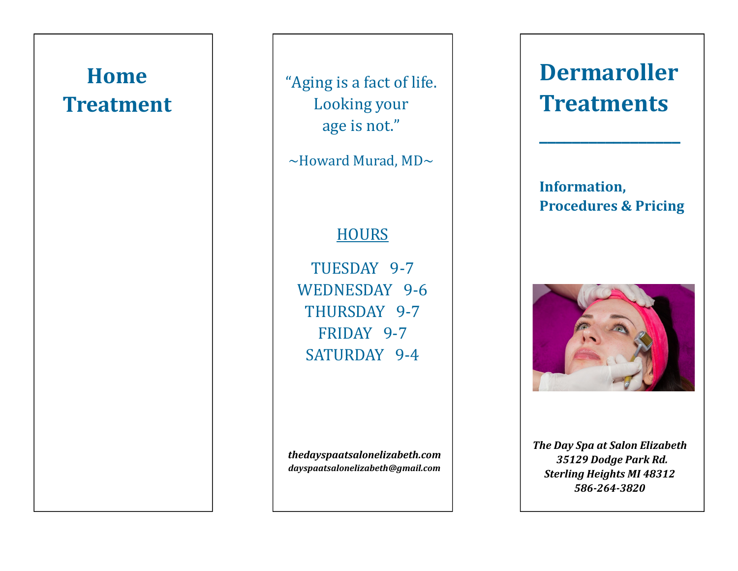# Home Treatment

"Aging is a fact of life. Looking your age is not."

~Howard Murad, MD~

HOURS

TUESDAY 9-7
WEDNESDAY 9-6
THURSDAY 9-7
FRIDAY 9-7
SATURDAY 9-4

***thedayspaatsalonelizabeth.com***
***dayspaatsalonelizabeth@gmail.com***

# Dermaroller Treatments

**Information, Procedures & Pricing**

***The Day Spa at Salon Elizabeth***
***35129 Dodge Park Rd.***
***Sterling Heights MI 48312***
***586-264-3820***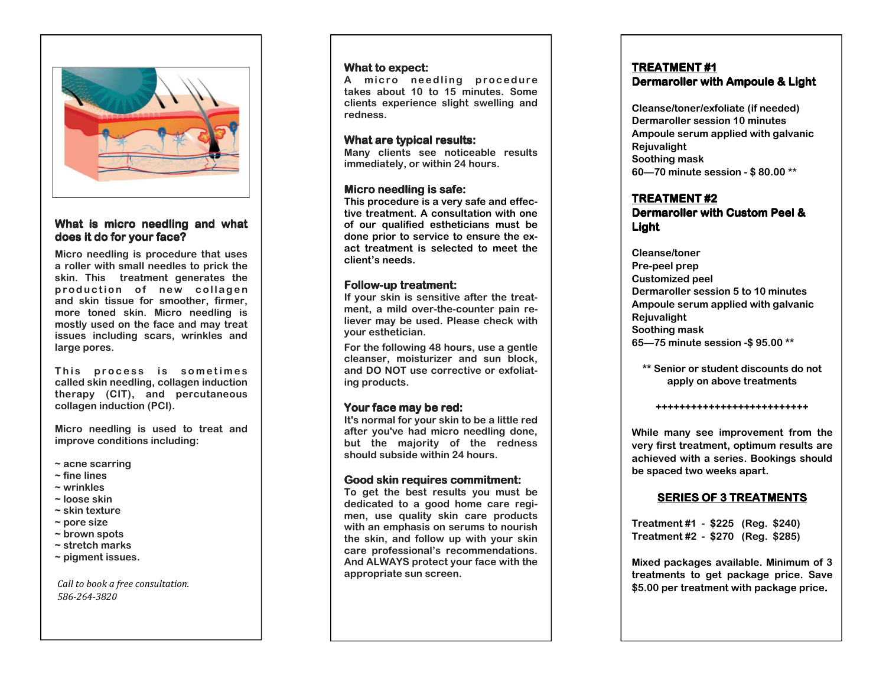## What is micro needling and what does it do for your face?

Micro needling is procedure that uses a roller with small needles to prick the skin. This treatment generates the production of new collagen and skin tissue for smoother, firmer, more toned skin. Micro needling is mostly used on the face and may treat issues including scars, wrinkles and large pores.

This process is sometimes called skin needling, collagen induction therapy (CIT), and percutaneous collagen induction (PCI).

Micro needling is used to treat and improve conditions including:

~ acne scarring
~ fine lines
~ wrinkles
~ loose skin
~ skin texture
~ pore size
~ brown spots
~ stretch marks
~ pigment issues.

*Call to book a free consultation.*
*586-264-3820*

### What to expect:

A micro needling procedure takes about 10 to 15 minutes. Some clients experience slight swelling and redness.

### What are typical results:

Many clients see noticeable results immediately, or within 24 hours.

### Micro needling is safe:

This procedure is a very safe and effective treatment. A consultation with one of our qualified estheticians must be done prior to service to ensure the exact treatment is selected to meet the client's needs.

### Follow-up treatment:

If your skin is sensitive after the treatment, a mild over-the-counter pain reliever may be used. Please check with your esthetician.

For the following 48 hours, use a gentle cleanser, moisturizer and sun block, and DO NOT use corrective or exfoliating products.

### Your face may be red:

It's normal for your skin to be a little red after you've had micro needling done, but the majority of the redness should subside within 24 hours.

### Good skin requires commitment:

To get the best results you must be dedicated to a good home care regimen, use quality skin care products with an emphasis on serums to nourish the skin, and follow up with your skin care professional's recommendations. And ALWAYS protect your face with the appropriate sun screen.

## TREATMENT #1
## Dermaroller with Ampoule & Light

**Cleanse/toner/exfoliate (if needed)**
**Dermaroller session 10 minutes**
**Ampoule serum applied with galvanic**
**Rejuvalight**
**Soothing mask**
**60—70 minute session - $ 80.00 \*\***

## TREATMENT #2
## Dermaroller with Custom Peel & Light

**Cleanse/toner**
**Pre-peel prep**
**Customized peel**
**Dermaroller session 5 to 10 minutes**
**Ampoule serum applied with galvanic**
**Rejuvalight**
**Soothing mask**
**65—75 minute session -$ 95.00 \*\***

** Senior or student discounts do not apply on above treatments

++++++++++++++++++++++++++

While many see improvement from the very first treatment, optimum results are achieved with a series. Bookings should be spaced two weeks apart.

## SERIES OF 3 TREATMENTS

**Treatment #1 - $225 (Reg. $240)**
**Treatment #2 - $270 (Reg. $285)**

Mixed packages available. Minimum of 3 treatments to get package price. Save $5.00 per treatment with package price.